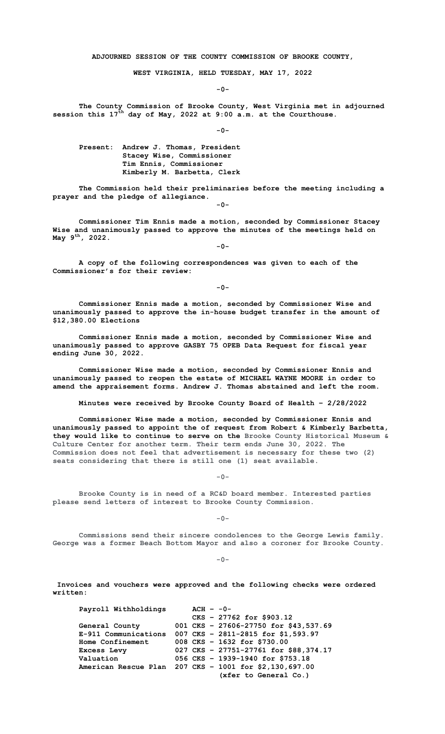**ADJOURNED SESSION OF THE COUNTY COMMISSION OF BROOKE COUNTY,**

**WEST VIRGINIA, HELD TUESDAY, MAY 17, 2022**

-0-

The County Commission of Brooke County, West Virginia met in adjourned session this 17th day of May, 2022 at 9:00 a.m. at the Courthouse.

-0-

Present: Andrew J. Thomas, President
Stacey Wise, Commissioner
Tim Ennis, Commissioner
Kimberly M. Barbetta, Clerk

The Commission held their preliminaries before the meeting including a prayer and the pledge of allegiance.

-0-

Commissioner Tim Ennis made a motion, seconded by Commissioner Stacey Wise and unanimously passed to approve the minutes of the meetings held on May 9th, 2022.

-0-

A copy of the following correspondences was given to each of the Commissioner's for their review:

-0-

Commissioner Ennis made a motion, seconded by Commissioner Wise and unanimously passed to approve the in-house budget transfer in the amount of $12,380.00 Elections

Commissioner Ennis made a motion, seconded by Commissioner Wise and unanimously passed to approve GASBY 75 OPEB Data Request for fiscal year ending June 30, 2022.

Commissioner Wise made a motion, seconded by Commissioner Ennis and unanimously passed to reopen the estate of MICHAEL WAYNE MOORE in order to amend the appraisement forms. Andrew J. Thomas abstained and left the room.

Minutes were received by Brooke County Board of Health – 2/28/2022

Commissioner Wise made a motion, seconded by Commissioner Ennis and unanimously passed to appoint the of request from Robert & Kimberly Barbetta, they would like to continue to serve on the Brooke County Historical Museum & Culture Center for another term. Their term ends June 30, 2022. The Commission does not feel that advertisement is necessary for these two (2) seats considering that there is still one (1) seat available.

-0-

Brooke County is in need of a RC&D board member. Interested parties please send letters of interest to Brooke County Commission.

-0-

Commissions send their sincere condolences to the George Lewis family. George was a former Beach Bottom Mayor and also a coroner for Brooke County.

-0-

Invoices and vouchers were approved and the following checks were ordered written:

| | | |
|---|---|---|
| Payroll Withholdings | | ACH – -0- |
| | | CKS – 27762 for $903.12 |
| General County | 001 | CKS – 27606-27750 for $43,537.69 |
| E-911 Communications | 007 | CKS – 2811-2815 for $1,593.97 |
| Home Confinement | 008 | CKS – 1632 for $730.00 |
| Excess Levy | 027 | CKS – 27751-27761 for $88,374.17 |
| Valuation | 056 | CKS – 1939-1940 for $753.18 |
| American Rescue Plan | 207 | CKS – 1001 for $2,130,697.00 (xfer to General Co.) |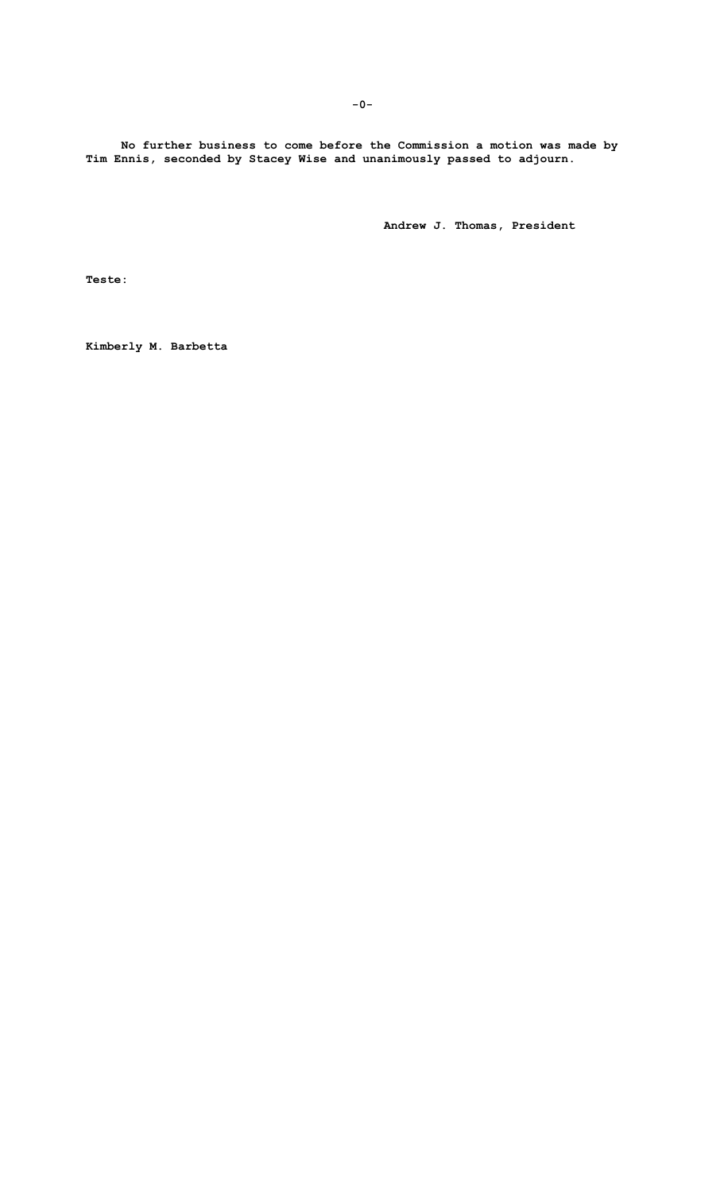-0-

**No further business to come before the Commission a motion was made by Tim Ennis, seconded by Stacey Wise and unanimously passed to adjourn.**

**Andrew J. Thomas, President**

**Teste:**

**Kimberly M. Barbetta**